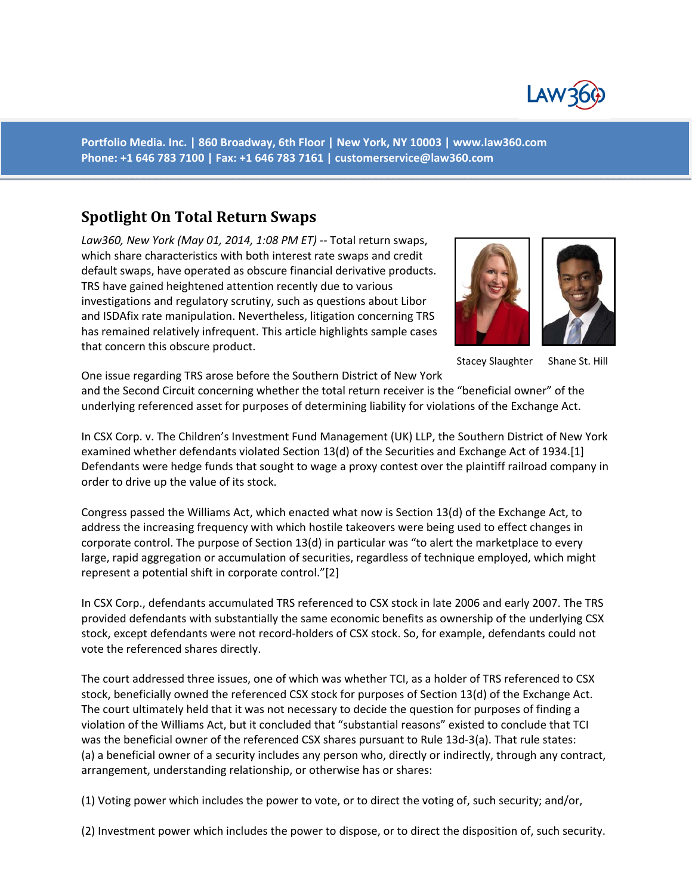Portfolio Media. Inc. | 860 Broadway, 6th Floor | New York, NY 10003 | www.law360.com
Phone: +1 646 783 7100 | Fax: +1 646 783 7161 | customerservice@law360.com

## Spotlight On Total Return Swaps

*Law360, New York (May 01, 2014, 1:08 PM ET)* -- Total return swaps, which share characteristics with both interest rate swaps and credit default swaps, have operated as obscure financial derivative products. TRS have gained heightened attention recently due to various investigations and regulatory scrutiny, such as questions about Libor and ISDAfix rate manipulation. Nevertheless, litigation concerning TRS has remained relatively infrequent. This article highlights sample cases that concern this obscure product.

Stacey Slaughter     Shane St. Hill

One issue regarding TRS arose before the Southern District of New York and the Second Circuit concerning whether the total return receiver is the "beneficial owner" of the underlying referenced asset for purposes of determining liability for violations of the Exchange Act.

In CSX Corp. v. The Children's Investment Fund Management (UK) LLP, the Southern District of New York examined whether defendants violated Section 13(d) of the Securities and Exchange Act of 1934.[1] Defendants were hedge funds that sought to wage a proxy contest over the plaintiff railroad company in order to drive up the value of its stock.

Congress passed the Williams Act, which enacted what now is Section 13(d) of the Exchange Act, to address the increasing frequency with which hostile takeovers were being used to effect changes in corporate control. The purpose of Section 13(d) in particular was "to alert the marketplace to every large, rapid aggregation or accumulation of securities, regardless of technique employed, which might represent a potential shift in corporate control."[2]

In CSX Corp., defendants accumulated TRS referenced to CSX stock in late 2006 and early 2007. The TRS provided defendants with substantially the same economic benefits as ownership of the underlying CSX stock, except defendants were not record-holders of CSX stock. So, for example, defendants could not vote the referenced shares directly.

The court addressed three issues, one of which was whether TCI, as a holder of TRS referenced to CSX stock, beneficially owned the referenced CSX stock for purposes of Section 13(d) of the Exchange Act. The court ultimately held that it was not necessary to decide the question for purposes of finding a violation of the Williams Act, but it concluded that "substantial reasons" existed to conclude that TCI was the beneficial owner of the referenced CSX shares pursuant to Rule 13d-3(a). That rule states:
(a) a beneficial owner of a security includes any person who, directly or indirectly, through any contract, arrangement, understanding relationship, or otherwise has or shares:

(1) Voting power which includes the power to vote, or to direct the voting of, such security; and/or,

(2) Investment power which includes the power to dispose, or to direct the disposition of, such security.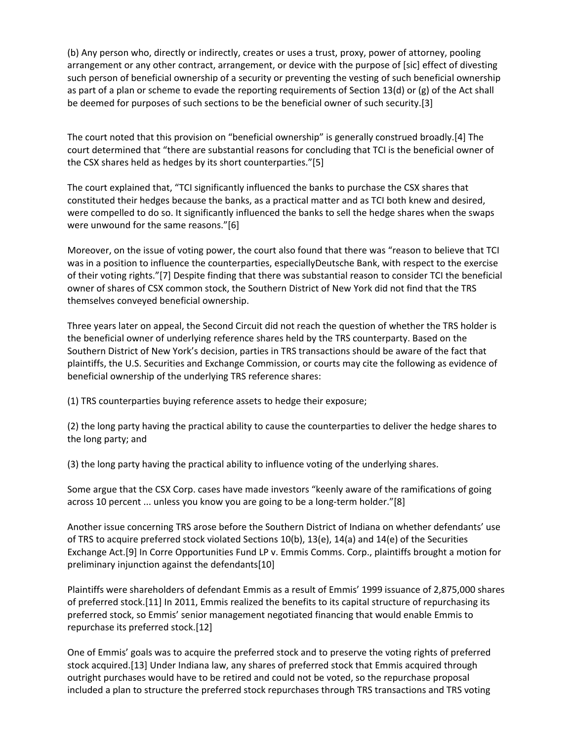(b) Any person who, directly or indirectly, creates or uses a trust, proxy, power of attorney, pooling arrangement or any other contract, arrangement, or device with the purpose of [sic] effect of divesting such person of beneficial ownership of a security or preventing the vesting of such beneficial ownership as part of a plan or scheme to evade the reporting requirements of Section 13(d) or (g) of the Act shall be deemed for purposes of such sections to be the beneficial owner of such security.[3]

The court noted that this provision on "beneficial ownership" is generally construed broadly.[4] The court determined that "there are substantial reasons for concluding that TCI is the beneficial owner of the CSX shares held as hedges by its short counterparties."[5]

The court explained that, "TCI significantly influenced the banks to purchase the CSX shares that constituted their hedges because the banks, as a practical matter and as TCI both knew and desired, were compelled to do so. It significantly influenced the banks to sell the hedge shares when the swaps were unwound for the same reasons."[6]

Moreover, on the issue of voting power, the court also found that there was "reason to believe that TCI was in a position to influence the counterparties, especiallyDeutsche Bank, with respect to the exercise of their voting rights."[7] Despite finding that there was substantial reason to consider TCI the beneficial owner of shares of CSX common stock, the Southern District of New York did not find that the TRS themselves conveyed beneficial ownership.

Three years later on appeal, the Second Circuit did not reach the question of whether the TRS holder is the beneficial owner of underlying reference shares held by the TRS counterparty. Based on the Southern District of New York's decision, parties in TRS transactions should be aware of the fact that plaintiffs, the U.S. Securities and Exchange Commission, or courts may cite the following as evidence of beneficial ownership of the underlying TRS reference shares:

(1) TRS counterparties buying reference assets to hedge their exposure;

(2) the long party having the practical ability to cause the counterparties to deliver the hedge shares to the long party; and

(3) the long party having the practical ability to influence voting of the underlying shares.

Some argue that the CSX Corp. cases have made investors "keenly aware of the ramifications of going across 10 percent ... unless you know you are going to be a long-term holder."[8]

Another issue concerning TRS arose before the Southern District of Indiana on whether defendants' use of TRS to acquire preferred stock violated Sections 10(b), 13(e), 14(a) and 14(e) of the Securities Exchange Act.[9] In Corre Opportunities Fund LP v. Emmis Comms. Corp., plaintiffs brought a motion for preliminary injunction against the defendants[10]

Plaintiffs were shareholders of defendant Emmis as a result of Emmis' 1999 issuance of 2,875,000 shares of preferred stock.[11] In 2011, Emmis realized the benefits to its capital structure of repurchasing its preferred stock, so Emmis' senior management negotiated financing that would enable Emmis to repurchase its preferred stock.[12]

One of Emmis' goals was to acquire the preferred stock and to preserve the voting rights of preferred stock acquired.[13] Under Indiana law, any shares of preferred stock that Emmis acquired through outright purchases would have to be retired and could not be voted, so the repurchase proposal included a plan to structure the preferred stock repurchases through TRS transactions and TRS voting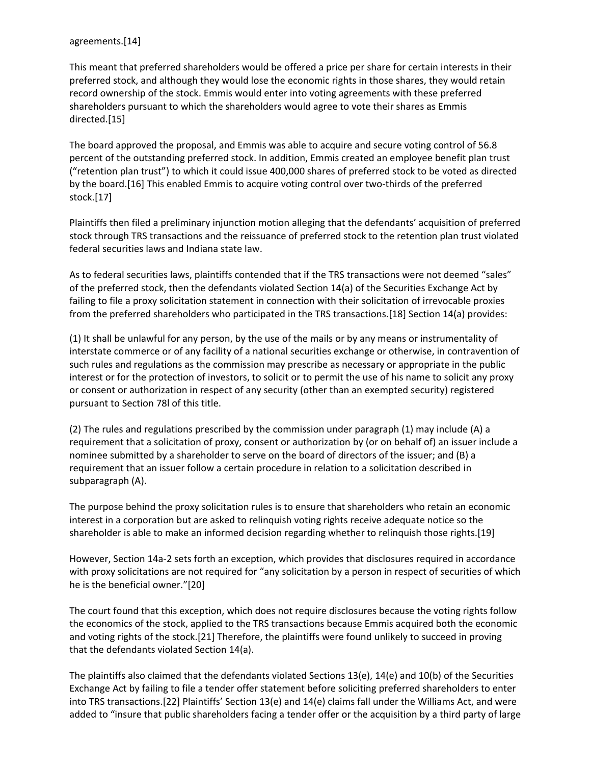agreements.[14]

This meant that preferred shareholders would be offered a price per share for certain interests in their preferred stock, and although they would lose the economic rights in those shares, they would retain record ownership of the stock. Emmis would enter into voting agreements with these preferred shareholders pursuant to which the shareholders would agree to vote their shares as Emmis directed.[15]

The board approved the proposal, and Emmis was able to acquire and secure voting control of 56.8 percent of the outstanding preferred stock. In addition, Emmis created an employee benefit plan trust ("retention plan trust") to which it could issue 400,000 shares of preferred stock to be voted as directed by the board.[16] This enabled Emmis to acquire voting control over two-thirds of the preferred stock.[17]

Plaintiffs then filed a preliminary injunction motion alleging that the defendants' acquisition of preferred stock through TRS transactions and the reissuance of preferred stock to the retention plan trust violated federal securities laws and Indiana state law.

As to federal securities laws, plaintiffs contended that if the TRS transactions were not deemed "sales" of the preferred stock, then the defendants violated Section 14(a) of the Securities Exchange Act by failing to file a proxy solicitation statement in connection with their solicitation of irrevocable proxies from the preferred shareholders who participated in the TRS transactions.[18] Section 14(a) provides:

(1) It shall be unlawful for any person, by the use of the mails or by any means or instrumentality of interstate commerce or of any facility of a national securities exchange or otherwise, in contravention of such rules and regulations as the commission may prescribe as necessary or appropriate in the public interest or for the protection of investors, to solicit or to permit the use of his name to solicit any proxy or consent or authorization in respect of any security (other than an exempted security) registered pursuant to Section 78l of this title.

(2) The rules and regulations prescribed by the commission under paragraph (1) may include (A) a requirement that a solicitation of proxy, consent or authorization by (or on behalf of) an issuer include a nominee submitted by a shareholder to serve on the board of directors of the issuer; and (B) a requirement that an issuer follow a certain procedure in relation to a solicitation described in subparagraph (A).

The purpose behind the proxy solicitation rules is to ensure that shareholders who retain an economic interest in a corporation but are asked to relinquish voting rights receive adequate notice so the shareholder is able to make an informed decision regarding whether to relinquish those rights.[19]

However, Section 14a-2 sets forth an exception, which provides that disclosures required in accordance with proxy solicitations are not required for "any solicitation by a person in respect of securities of which he is the beneficial owner."[20]

The court found that this exception, which does not require disclosures because the voting rights follow the economics of the stock, applied to the TRS transactions because Emmis acquired both the economic and voting rights of the stock.[21] Therefore, the plaintiffs were found unlikely to succeed in proving that the defendants violated Section 14(a).

The plaintiffs also claimed that the defendants violated Sections 13(e), 14(e) and 10(b) of the Securities Exchange Act by failing to file a tender offer statement before soliciting preferred shareholders to enter into TRS transactions.[22] Plaintiffs' Section 13(e) and 14(e) claims fall under the Williams Act, and were added to "insure that public shareholders facing a tender offer or the acquisition by a third party of large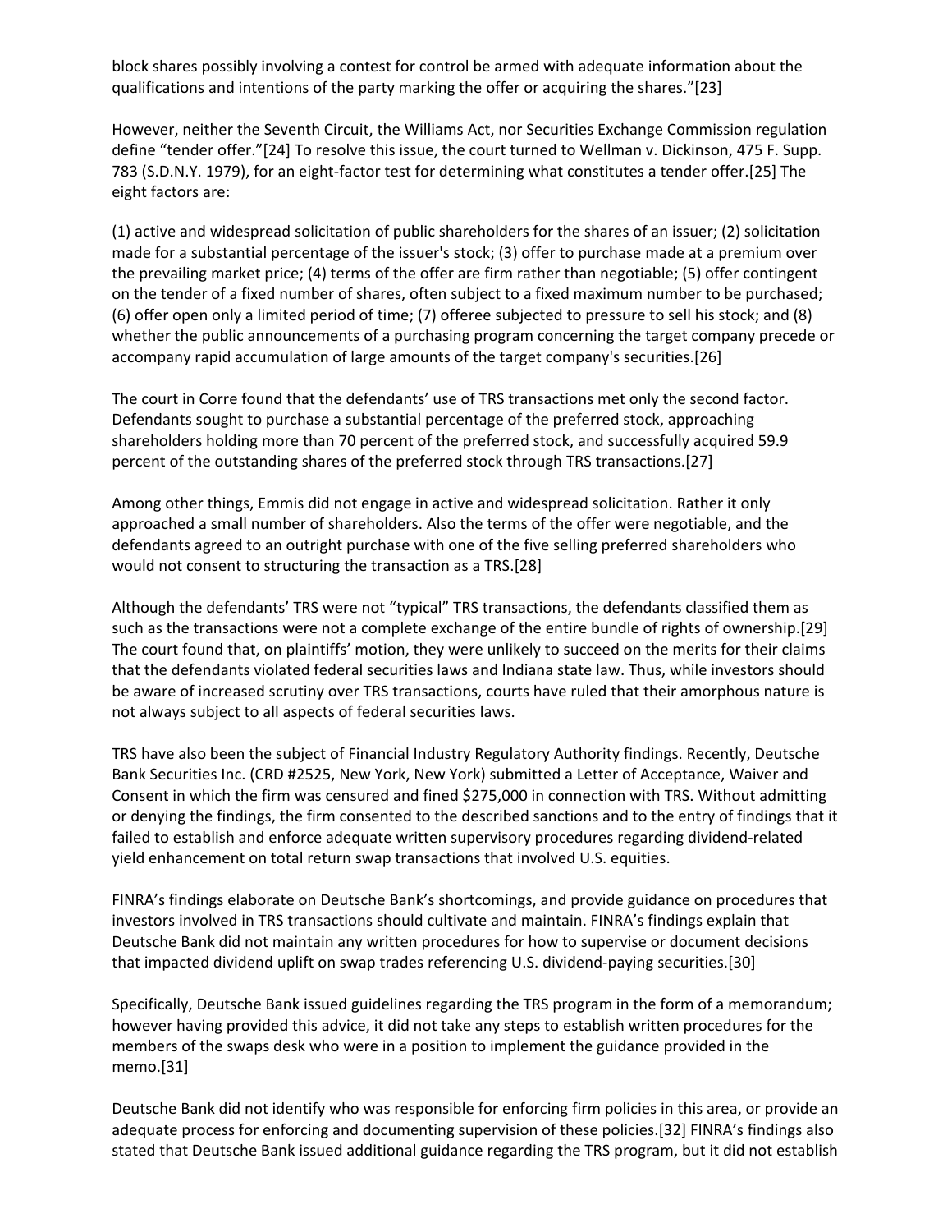block shares possibly involving a contest for control be armed with adequate information about the qualifications and intentions of the party marking the offer or acquiring the shares."[23]

However, neither the Seventh Circuit, the Williams Act, nor Securities Exchange Commission regulation define "tender offer."[24] To resolve this issue, the court turned to Wellman v. Dickinson, 475 F. Supp. 783 (S.D.N.Y. 1979), for an eight-factor test for determining what constitutes a tender offer.[25] The eight factors are:

(1) active and widespread solicitation of public shareholders for the shares of an issuer; (2) solicitation made for a substantial percentage of the issuer's stock; (3) offer to purchase made at a premium over the prevailing market price; (4) terms of the offer are firm rather than negotiable; (5) offer contingent on the tender of a fixed number of shares, often subject to a fixed maximum number to be purchased; (6) offer open only a limited period of time; (7) offeree subjected to pressure to sell his stock; and (8) whether the public announcements of a purchasing program concerning the target company precede or accompany rapid accumulation of large amounts of the target company's securities.[26]

The court in Corre found that the defendants' use of TRS transactions met only the second factor. Defendants sought to purchase a substantial percentage of the preferred stock, approaching shareholders holding more than 70 percent of the preferred stock, and successfully acquired 59.9 percent of the outstanding shares of the preferred stock through TRS transactions.[27]

Among other things, Emmis did not engage in active and widespread solicitation. Rather it only approached a small number of shareholders. Also the terms of the offer were negotiable, and the defendants agreed to an outright purchase with one of the five selling preferred shareholders who would not consent to structuring the transaction as a TRS.[28]

Although the defendants' TRS were not "typical" TRS transactions, the defendants classified them as such as the transactions were not a complete exchange of the entire bundle of rights of ownership.[29] The court found that, on plaintiffs' motion, they were unlikely to succeed on the merits for their claims that the defendants violated federal securities laws and Indiana state law. Thus, while investors should be aware of increased scrutiny over TRS transactions, courts have ruled that their amorphous nature is not always subject to all aspects of federal securities laws.

TRS have also been the subject of Financial Industry Regulatory Authority findings. Recently, Deutsche Bank Securities Inc. (CRD #2525, New York, New York) submitted a Letter of Acceptance, Waiver and Consent in which the firm was censured and fined $275,000 in connection with TRS. Without admitting or denying the findings, the firm consented to the described sanctions and to the entry of findings that it failed to establish and enforce adequate written supervisory procedures regarding dividend-related yield enhancement on total return swap transactions that involved U.S. equities.

FINRA's findings elaborate on Deutsche Bank's shortcomings, and provide guidance on procedures that investors involved in TRS transactions should cultivate and maintain. FINRA's findings explain that Deutsche Bank did not maintain any written procedures for how to supervise or document decisions that impacted dividend uplift on swap trades referencing U.S. dividend-paying securities.[30]

Specifically, Deutsche Bank issued guidelines regarding the TRS program in the form of a memorandum; however having provided this advice, it did not take any steps to establish written procedures for the members of the swaps desk who were in a position to implement the guidance provided in the memo.[31]

Deutsche Bank did not identify who was responsible for enforcing firm policies in this area, or provide an adequate process for enforcing and documenting supervision of these policies.[32] FINRA's findings also stated that Deutsche Bank issued additional guidance regarding the TRS program, but it did not establish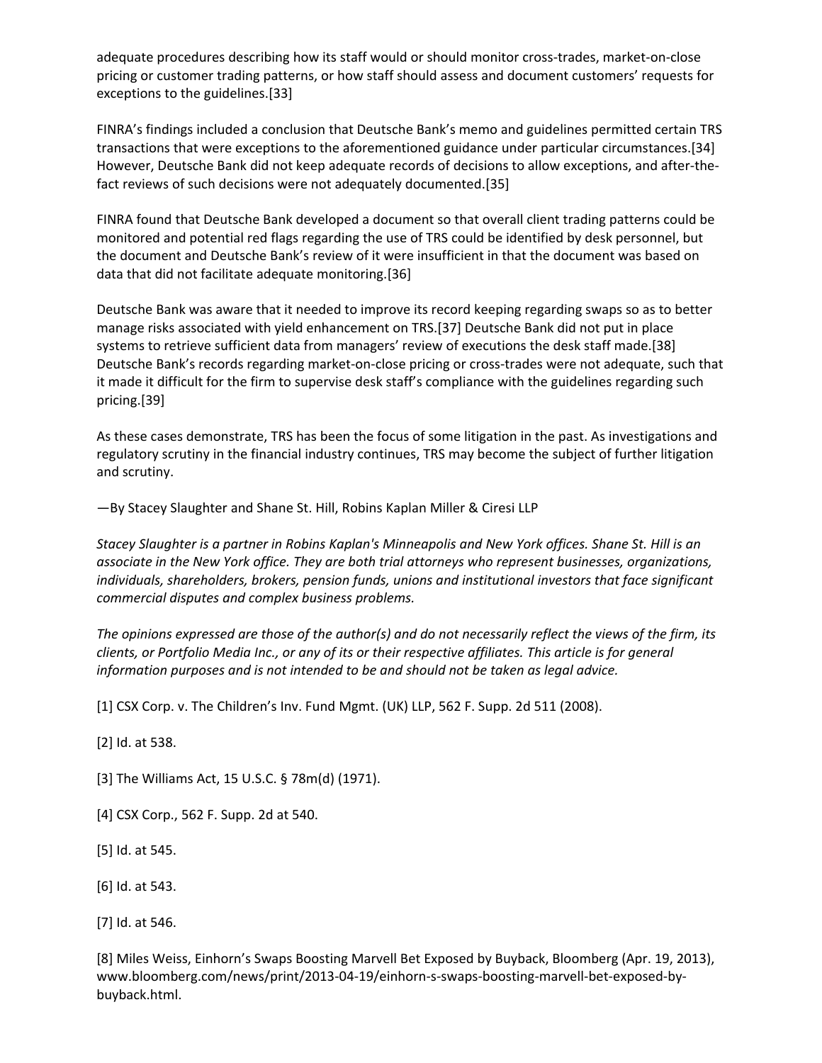adequate procedures describing how its staff would or should monitor cross-trades, market-on-close pricing or customer trading patterns, or how staff should assess and document customers' requests for exceptions to the guidelines.[33]

FINRA's findings included a conclusion that Deutsche Bank's memo and guidelines permitted certain TRS transactions that were exceptions to the aforementioned guidance under particular circumstances.[34] However, Deutsche Bank did not keep adequate records of decisions to allow exceptions, and after-the-fact reviews of such decisions were not adequately documented.[35]

FINRA found that Deutsche Bank developed a document so that overall client trading patterns could be monitored and potential red flags regarding the use of TRS could be identified by desk personnel, but the document and Deutsche Bank's review of it were insufficient in that the document was based on data that did not facilitate adequate monitoring.[36]

Deutsche Bank was aware that it needed to improve its record keeping regarding swaps so as to better manage risks associated with yield enhancement on TRS.[37] Deutsche Bank did not put in place systems to retrieve sufficient data from managers' review of executions the desk staff made.[38] Deutsche Bank's records regarding market-on-close pricing or cross-trades were not adequate, such that it made it difficult for the firm to supervise desk staff's compliance with the guidelines regarding such pricing.[39]

As these cases demonstrate, TRS has been the focus of some litigation in the past. As investigations and regulatory scrutiny in the financial industry continues, TRS may become the subject of further litigation and scrutiny.

—By Stacey Slaughter and Shane St. Hill, Robins Kaplan Miller & Ciresi LLP

*Stacey Slaughter is a partner in Robins Kaplan's Minneapolis and New York offices. Shane St. Hill is an associate in the New York office. They are both trial attorneys who represent businesses, organizations, individuals, shareholders, brokers, pension funds, unions and institutional investors that face significant commercial disputes and complex business problems.*

*The opinions expressed are those of the author(s) and do not necessarily reflect the views of the firm, its clients, or Portfolio Media Inc., or any of its or their respective affiliates. This article is for general information purposes and is not intended to be and should not be taken as legal advice.*

[1] CSX Corp. v. The Children's Inv. Fund Mgmt. (UK) LLP, 562 F. Supp. 2d 511 (2008).

[2] Id. at 538.

[3] The Williams Act, 15 U.S.C. § 78m(d) (1971).

[4] CSX Corp., 562 F. Supp. 2d at 540.

[5] Id. at 545.

[6] Id. at 543.

[7] Id. at 546.

[8] Miles Weiss, Einhorn's Swaps Boosting Marvell Bet Exposed by Buyback, Bloomberg (Apr. 19, 2013), www.bloomberg.com/news/print/2013-04-19/einhorn-s-swaps-boosting-marvell-bet-exposed-by-buyback.html.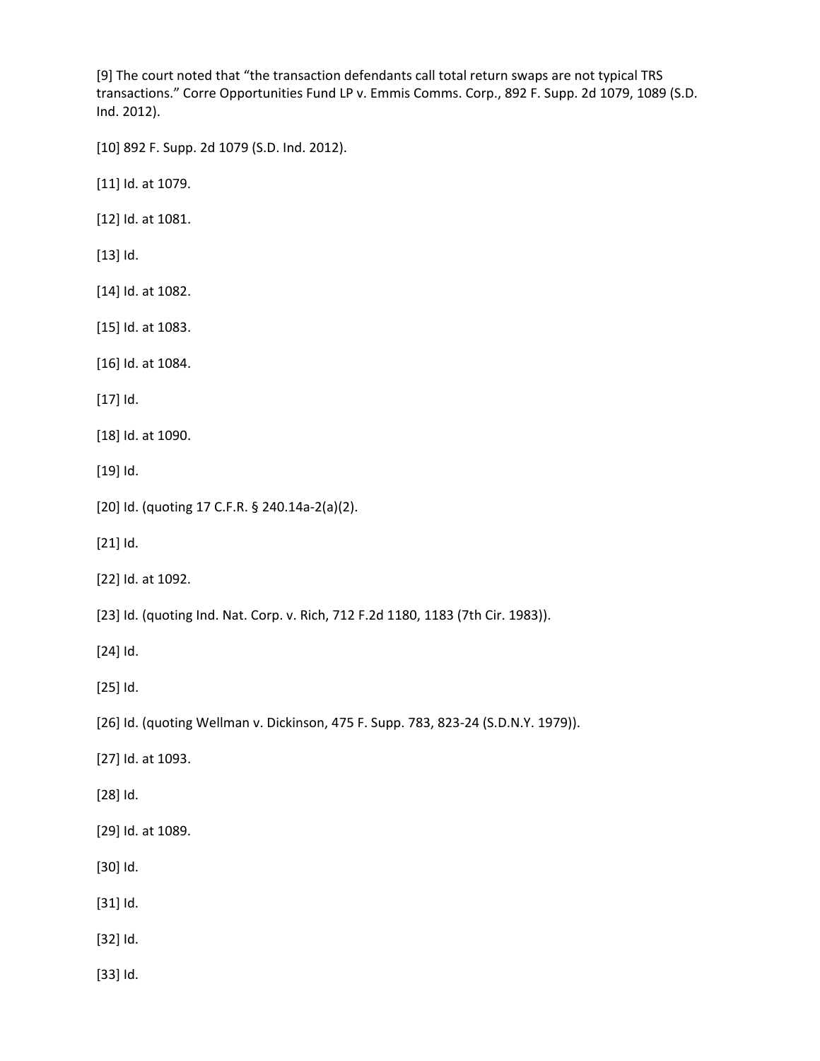[9] The court noted that "the transaction defendants call total return swaps are not typical TRS transactions." Corre Opportunities Fund LP v. Emmis Comms. Corp., 892 F. Supp. 2d 1079, 1089 (S.D. Ind. 2012).

[10] 892 F. Supp. 2d 1079 (S.D. Ind. 2012).

[11] Id. at 1079.

[12] Id. at 1081.

[13] Id.

[14] Id. at 1082.

[15] Id. at 1083.

[16] Id. at 1084.

[17] Id.

[18] Id. at 1090.

[19] Id.

[20] Id. (quoting 17 C.F.R. § 240.14a-2(a)(2).

[21] Id.

[22] Id. at 1092.

[23] Id. (quoting Ind. Nat. Corp. v. Rich, 712 F.2d 1180, 1183 (7th Cir. 1983)).

[24] Id.

[25] Id.

[26] Id. (quoting Wellman v. Dickinson, 475 F. Supp. 783, 823-24 (S.D.N.Y. 1979)).

[27] Id. at 1093.

[28] Id.

[29] Id. at 1089.

[30] Id.

[31] Id.

[32] Id.

[33] Id.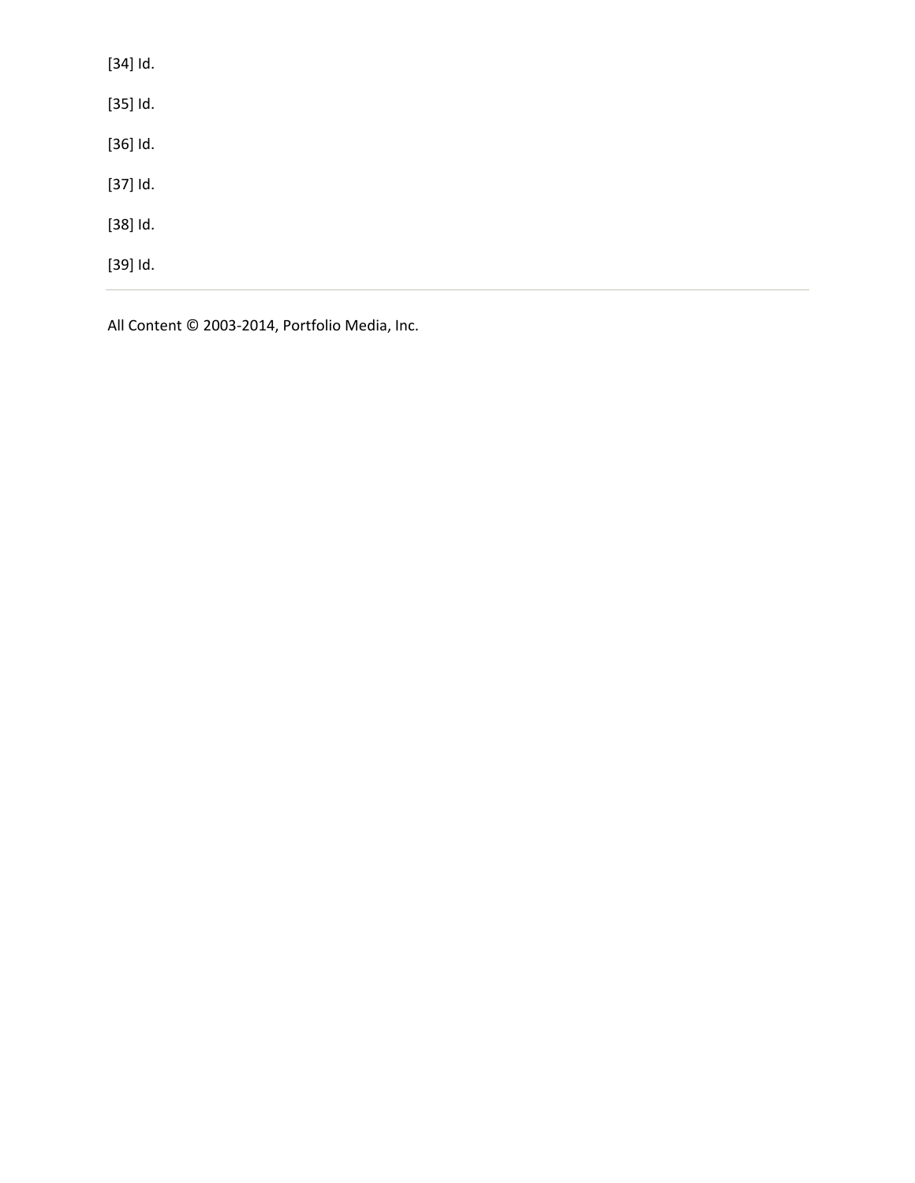[34] Id.

[35] Id.

[36] Id.

[37] Id.

[38] Id.

[39] Id.

---

All Content © 2003-2014, Portfolio Media, Inc.